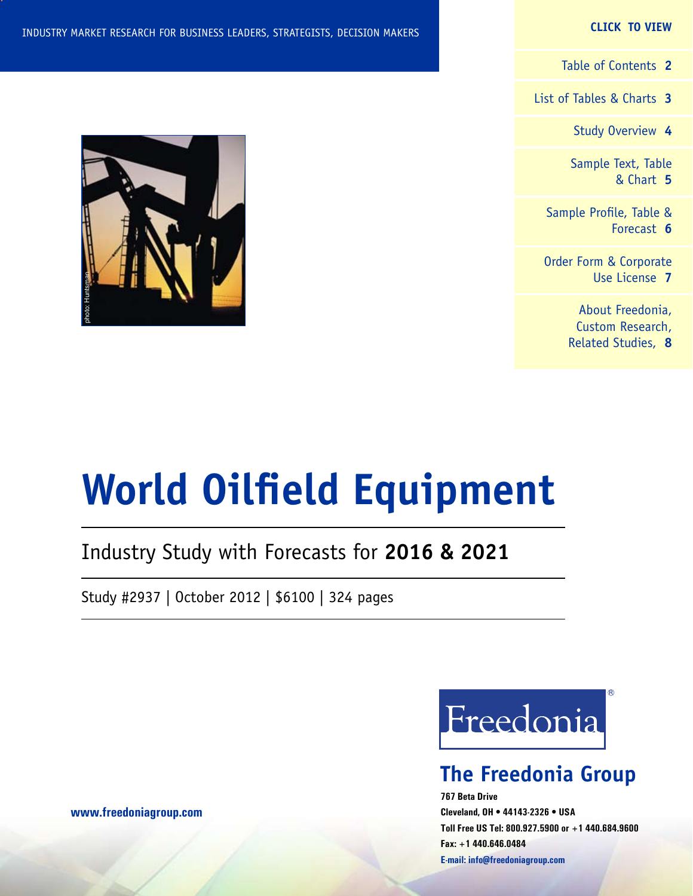INDUSTRY MARKET RESEARCH FOR BUSINESS LEADERS, STRATEGISTS, DECISION MAKERS

**CLICK TO VIEW**

- Table of Contents **2**
- List of Tables & Charts **3**
- Study Overview **4**
- Sample Text, Table & Chart **5**
- Sample Profile, Table & Forecast **6**
- Order Form & Corporate Use License **7**
- About Freedonia, Custom Research, Related Studies, **8**

photo: Huntsman

# World Oilfield Equipment

## Industry Study with Forecasts for **2016 & 2021**

Study #2937 | October 2012 | $6100 | 324 pages

Freedonia®

**The Freedonia Group**

**767 Beta Drive**
**Cleveland, OH • 44143-2326 • USA**
**Toll Free US Tel: 800.927.5900 or +1 440.684.9600**
**Fax: +1 440.646.0484**
**E-mail: info@freedoniagroup.com**

**www.freedoniagroup.com**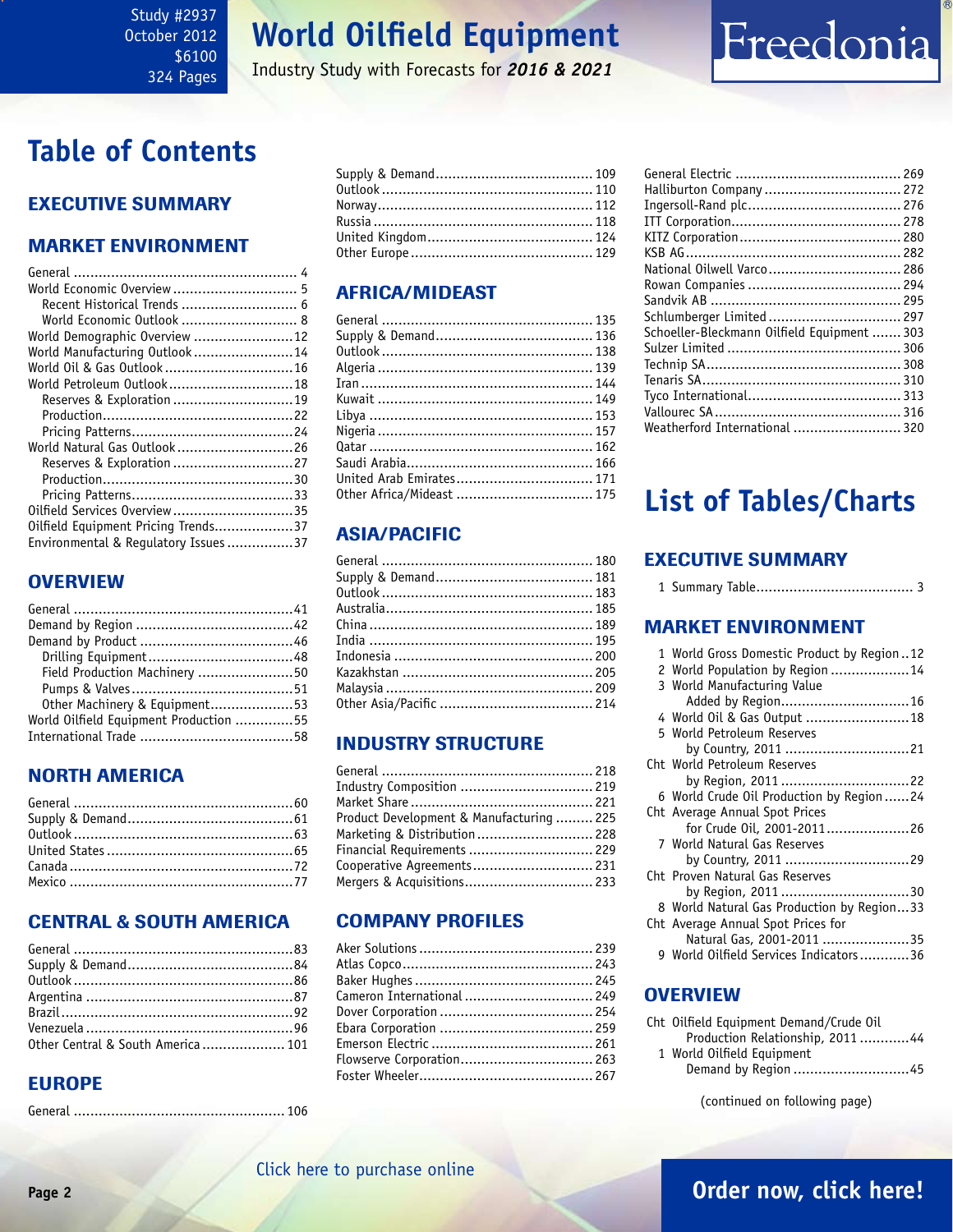# World Oilfield Equipment

Industry Study with Forecasts for ***2016 & 2021***

Study #2937
October 2012
$6100
324 Pages

# Table of Contents

## EXECUTIVE SUMMARY

## MARKET ENVIRONMENT

- General ... 4
- World Economic Overview ... 5
  - Recent Historical Trends ... 6
  - World Economic Outlook ... 8
- World Demographic Overview ... 12
- World Manufacturing Outlook ... 14
- World Oil & Gas Outlook ... 16
- World Petroleum Outlook ... 18
  - Reserves & Exploration ... 19
  - Production ... 22
  - Pricing Patterns ... 24
- World Natural Gas Outlook ... 26
  - Reserves & Exploration ... 27
  - Production ... 30
  - Pricing Patterns ... 33
- Oilfield Services Overview ... 35
- Oilfield Equipment Pricing Trends ... 37
- Environmental & Regulatory Issues ... 37

## OVERVIEW

- General ... 41
- Demand by Region ... 42
- Demand by Product ... 46
  - Drilling Equipment ... 48
  - Field Production Machinery ... 50
  - Pumps & Valves ... 51
  - Other Machinery & Equipment ... 53
- World Oilfield Equipment Production ... 55
- International Trade ... 58

## NORTH AMERICA

- General ... 60
- Supply & Demand ... 61
- Outlook ... 63
- United States ... 65
- Canada ... 72
- Mexico ... 77

## CENTRAL & SOUTH AMERICA

- General ... 83
- Supply & Demand ... 84
- Outlook ... 86
- Argentina ... 87
- Brazil ... 92
- Venezuela ... 96
- Other Central & South America ... 101

## EUROPE

- General ... 106
- Supply & Demand ... 109
- Outlook ... 110
- Norway ... 112
- Russia ... 118
- United Kingdom ... 124
- Other Europe ... 129

## AFRICA/MIDEAST

- General ... 135
- Supply & Demand ... 136
- Outlook ... 138
- Algeria ... 139
- Iran ... 144
- Kuwait ... 149
- Libya ... 153
- Nigeria ... 157
- Qatar ... 162
- Saudi Arabia ... 166
- United Arab Emirates ... 171
- Other Africa/Mideast ... 175

## ASIA/PACIFIC

- General ... 180
- Supply & Demand ... 181
- Outlook ... 183
- Australia ... 185
- China ... 189
- India ... 195
- Indonesia ... 200
- Kazakhstan ... 205
- Malaysia ... 209
- Other Asia/Pacific ... 214

## INDUSTRY STRUCTURE

- General ... 218
- Industry Composition ... 219
- Market Share ... 221
- Product Development & Manufacturing ... 225
- Marketing & Distribution ... 228
- Financial Requirements ... 229
- Cooperative Agreements ... 231
- Mergers & Acquisitions ... 233

## COMPANY PROFILES

- Aker Solutions ... 239
- Atlas Copco ... 243
- Baker Hughes ... 245
- Cameron International ... 249
- Dover Corporation ... 254
- Ebara Corporation ... 259
- Emerson Electric ... 261
- Flowserve Corporation ... 263
- Foster Wheeler ... 267
- General Electric ... 269
- Halliburton Company ... 272
- Ingersoll-Rand plc ... 276
- ITT Corporation ... 278
- KITZ Corporation ... 280
- KSB AG ... 282
- National Oilwell Varco ... 286
- Rowan Companies ... 294
- Sandvik AB ... 295
- Schlumberger Limited ... 297
- Schoeller-Bleckmann Oilfield Equipment ... 303
- Sulzer Limited ... 306
- Technip SA ... 308
- Tenaris SA ... 310
- Tyco International ... 313
- Vallourec SA ... 316
- Weatherford International ... 320

# List of Tables/Charts

## EXECUTIVE SUMMARY

1 Summary Table ... 3

## MARKET ENVIRONMENT

1 World Gross Domestic Product by Region ... 12
2 World Population by Region ... 14
3 World Manufacturing Value Added by Region ... 16
4 World Oil & Gas Output ... 18
5 World Petroleum Reserves by Country, 2011 ... 21
Cht World Petroleum Reserves by Region, 2011 ... 22
6 World Crude Oil Production by Region ... 24
Cht Average Annual Spot Prices for Crude Oil, 2001-2011 ... 26
7 World Natural Gas Reserves by Country, 2011 ... 29
Cht Proven Natural Gas Reserves by Region, 2011 ... 30
8 World Natural Gas Production by Region ... 33
Cht Average Annual Spot Prices for Natural Gas, 2001-2011 ... 35
9 World Oilfield Services Indicators ... 36

## OVERVIEW

Cht Oilfield Equipment Demand/Crude Oil Production Relationship, 2011 ... 44
1 World Oilfield Equipment Demand by Region ... 45

(continued on following page)

Click here to purchase online

Order now, click here!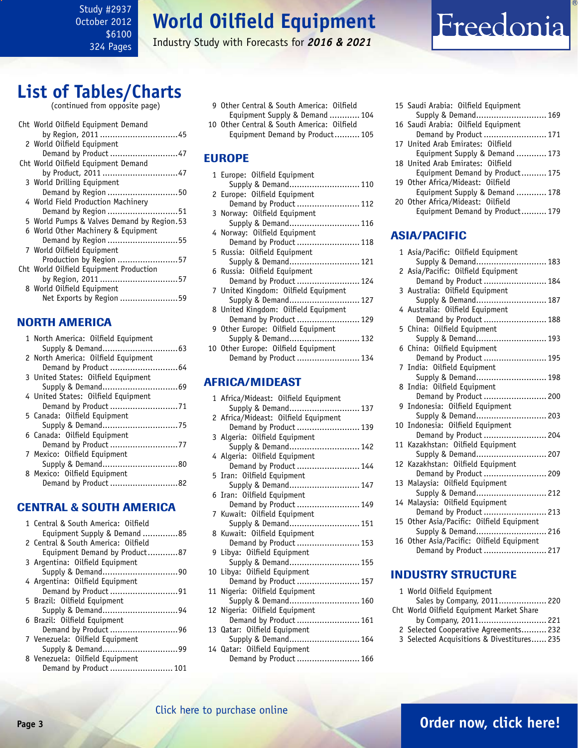# List of Tables/Charts

(continued from opposite page)

Cht World Oilfield Equipment Demand by Region, 2011 ....45
2 World Oilfield Equipment Demand by Product ....47
Cht World Oilfield Equipment Demand by Product, 2011 ....47
3 World Drilling Equipment Demand by Region ....50
4 World Field Production Machinery Demand by Region ....51
5 World Pumps & Valves Demand by Region ....53
6 World Other Machinery & Equipment Demand by Region ....55
7 World Oilfield Equipment Production by Region ....57
Cht World Oilfield Equipment Production by Region, 2011 ....57
8 World Oilfield Equipment Net Exports by Region ....59

## NORTH AMERICA

1 North America: Oilfield Equipment Supply & Demand ....63
2 North America: Oilfield Equipment Demand by Product ....64
3 United States: Oilfield Equipment Supply & Demand ....69
4 United States: Oilfield Equipment Demand by Product ....71
5 Canada: Oilfield Equipment Supply & Demand ....75
6 Canada: Oilfield Equipment Demand by Product ....77
7 Mexico: Oilfield Equipment Supply & Demand ....80
8 Mexico: Oilfield Equipment Demand by Product ....82

## CENTRAL & SOUTH AMERICA

1 Central & South America: Oilfield Equipment Supply & Demand ....85
2 Central & South America: Oilfield Equipment Demand by Product ....87
3 Argentina: Oilfield Equipment Supply & Demand ....90
4 Argentina: Oilfield Equipment Demand by Product ....91
5 Brazil: Oilfield Equipment Supply & Demand ....94
6 Brazil: Oilfield Equipment Demand by Product ....96
7 Venezuela: Oilfield Equipment Supply & Demand ....99
8 Venezuela: Oilfield Equipment Demand by Product ....101
9 Other Central & South America: Oilfield Equipment Supply & Demand ....104
10 Other Central & South America: Oilfield Equipment Demand by Product ....105

## EUROPE

1 Europe: Oilfield Equipment Supply & Demand ....110
2 Europe: Oilfield Equipment Demand by Product ....112
3 Norway: Oilfield Equipment Supply & Demand ....116
4 Norway: Oilfield Equipment Demand by Product ....118
5 Russia: Oilfield Equipment Supply & Demand ....121
6 Russia: Oilfield Equipment Demand by Product ....124
7 United Kingdom: Oilfield Equipment Supply & Demand ....127
8 United Kingdom: Oilfield Equipment Demand by Product ....129
9 Other Europe: Oilfield Equipment Supply & Demand ....132
10 Other Europe: Oilfield Equipment Demand by Product ....134

## AFRICA/MIDEAST

1 Africa/Mideast: Oilfield Equipment Supply & Demand ....137
2 Africa/Mideast: Oilfield Equipment Demand by Product ....139
3 Algeria: Oilfield Equipment Supply & Demand ....142
4 Algeria: Oilfield Equipment Demand by Product ....144
5 Iran: Oilfield Equipment Supply & Demand ....147
6 Iran: Oilfield Equipment Demand by Product ....149
7 Kuwait: Oilfield Equipment Supply & Demand ....151
8 Kuwait: Oilfield Equipment Demand by Product ....153
9 Libya: Oilfield Equipment Supply & Demand ....155
10 Libya: Oilfield Equipment Demand by Product ....157
11 Nigeria: Oilfield Equipment Supply & Demand ....160
12 Nigeria: Oilfield Equipment Demand by Product ....161
13 Qatar: Oilfield Equipment Supply & Demand ....164
14 Qatar: Oilfield Equipment Demand by Product ....166
15 Saudi Arabia: Oilfield Equipment Supply & Demand ....169
16 Saudi Arabia: Oilfield Equipment Demand by Product ....171
17 United Arab Emirates: Oilfield Equipment Supply & Demand ....173
18 United Arab Emirates: Oilfield Equipment Demand by Product ....175
19 Other Africa/Mideast: Oilfield Equipment Supply & Demand ....178
20 Other Africa/Mideast: Oilfield Equipment Demand by Product ....179

## ASIA/PACIFIC

1 Asia/Pacific: Oilfield Equipment Supply & Demand ....183
2 Asia/Pacific: Oilfield Equipment Demand by Product ....184
3 Australia: Oilfield Equipment Supply & Demand ....187
4 Australia: Oilfield Equipment Demand by Product ....188
5 China: Oilfield Equipment Supply & Demand ....193
6 China: Oilfield Equipment Demand by Product ....195
7 India: Oilfield Equipment Supply & Demand ....198
8 India: Oilfield Equipment Demand by Product ....200
9 Indonesia: Oilfield Equipment Supply & Demand ....203
10 Indonesia: Oilfield Equipment Demand by Product ....204
11 Kazakhstan: Oilfield Equipment Supply & Demand ....207
12 Kazakhstan: Oilfield Equipment Demand by Product ....209
13 Malaysia: Oilfield Equipment Supply & Demand ....212
14 Malaysia: Oilfield Equipment Demand by Product ....213
15 Other Asia/Pacific: Oilfield Equipment Supply & Demand ....216
16 Other Asia/Pacific: Oilfield Equipment Demand by Product ....217

## INDUSTRY STRUCTURE

1 World Oilfield Equipment Sales by Company, 2011 ....220
Cht World Oilfield Equipment Market Share by Company, 2011 ....221
2 Selected Cooperative Agreements ....232
3 Selected Acquisitions & Divestitures ....235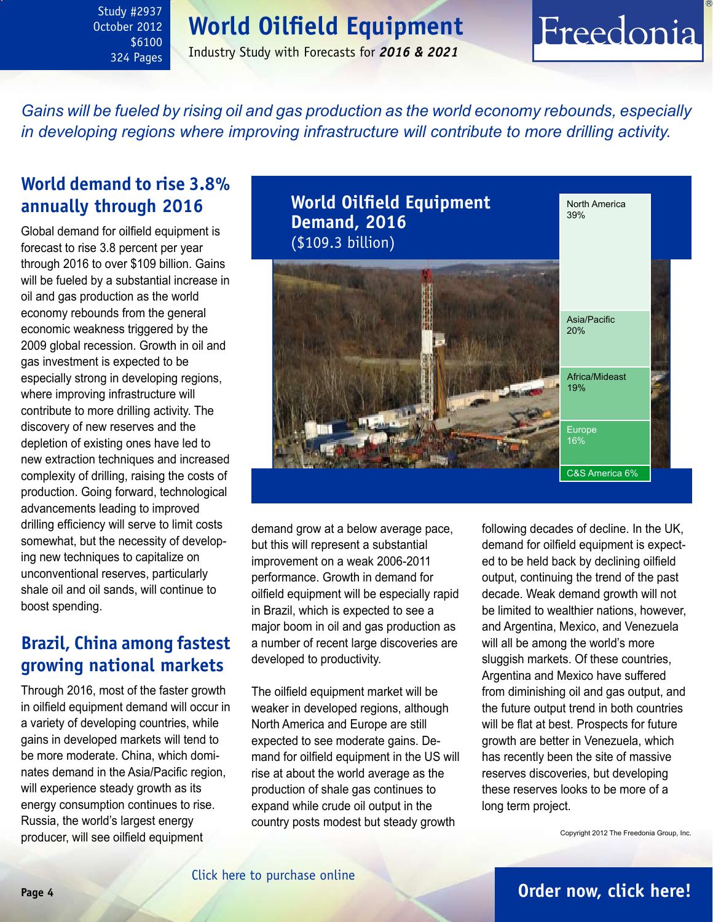# World Oilfield Equipment

Industry Study with Forecasts for ***2016 & 2021***

Study #2937
October 2012
$6100
324 Pages

*Gains will be fueled by rising oil and gas production as the world economy rebounds, especially in developing regions where improving infrastructure will contribute to more drilling activity.*

## World demand to rise 3.8% annually through 2016

Global demand for oilfield equipment is forecast to rise 3.8 percent per year through 2016 to over $109 billion. Gains will be fueled by a substantial increase in oil and gas production as the world economy rebounds from the general economic weakness triggered by the 2009 global recession. Growth in oil and gas investment is expected to be especially strong in developing regions, where improving infrastructure will contribute to more drilling activity. The discovery of new reserves and the depletion of existing ones have led to new extraction techniques and increased complexity of drilling, raising the costs of production. Going forward, technological advancements leading to improved drilling efficiency will serve to limit costs somewhat, but the necessity of developing new techniques to capitalize on unconventional reserves, particularly shale oil and oil sands, will continue to boost spending.

**World Oilfield Equipment Demand, 2016**
($109.3 billion)

| Region | Share |
|---|---|
| North America | 39% |
| Asia/Pacific | 20% |
| Africa/Mideast | 19% |
| Europe | 16% |
| C&S America | 6% |

## Brazil, China among fastest growing national markets

Through 2016, most of the faster growth in oilfield equipment demand will occur in a variety of developing countries, while gains in developed markets will tend to be more moderate. China, which dominates demand in the Asia/Pacific region, will experience steady growth as its energy consumption continues to rise. Russia, the world's largest energy producer, will see oilfield equipment demand grow at a below average pace, but this will represent a substantial improvement on a weak 2006-2011 performance. Growth in demand for oilfield equipment will be especially rapid in Brazil, which is expected to see a major boom in oil and gas production as a number of recent large discoveries are developed to productivity.

The oilfield equipment market will be weaker in developed regions, although North America and Europe are still expected to see moderate gains. Demand for oilfield equipment in the US will rise at about the world average as the production of shale gas continues to expand while crude oil output in the country posts modest but steady growth following decades of decline. In the UK, demand for oilfield equipment is expected to be held back by declining oilfield output, continuing the trend of the past decade. Weak demand growth will not be limited to wealthier nations, however, and Argentina, Mexico, and Venezuela will all be among the world's more sluggish markets. Of these countries, Argentina and Mexico have suffered from diminishing oil and gas output, and the future output trend in both countries will be flat at best. Prospects for future growth are better in Venezuela, which has recently been the site of massive reserves discoveries, but developing these reserves looks to be more of a long term project.

Copyright 2012 The Freedonia Group, Inc.

Click here to purchase online

**Order now, click here!**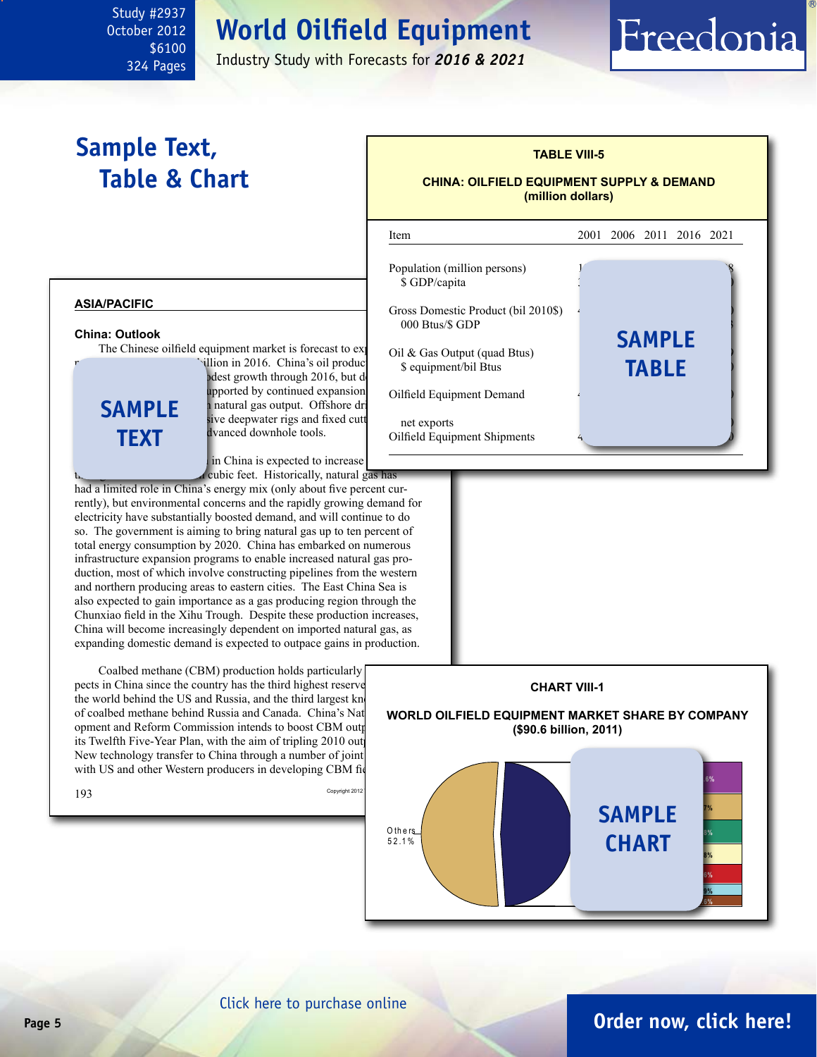# World Oilfield Equipment

Industry Study with Forecasts for ***2016 & 2021***

Study #2937
October 2012
$6100
324 Pages

## Sample Text, Table & Chart

**TABLE VIII-5**

**CHINA: OILFIELD EQUIPMENT SUPPLY & DEMAND (million dollars)**

| Item | 2001 | 2006 | 2011 | 2016 | 2021 |
|---|---|---|---|---|---|
| Population (million persons) | 1 | | | | 8 |
| $ GDP/capita | | | | | |
| Gross Domestic Product (bil 2010$) | | | | | |
| 000 Btus/$ GDP | | | | | |
| Oil & Gas Output (quad Btus) | | | | | |
| $ equipment/bil Btus | | | | | |
| Oilfield Equipment Demand | | | | | |
| net exports | | | | | |
| Oilfield Equipment Shipments | 4 | | | | |

SAMPLE TABLE

**ASIA/PACIFIC**

**China: Outlook**

The Chinese oilfield equipment market is forecast to ex... illion in 2016. China's oil produc... dest growth through 2016, but d... pported by continued expansion... natural gas output. Offshore dri... ive deepwater rigs and fixed cutt... dvanced downhole tools.

SAMPLE TEXT

... in China is expected to increase ... cubic feet. Historically, natural gas has had a limited role in China's energy mix (only about five percent currently), but environmental concerns and the rapidly growing demand for electricity have substantially boosted demand, and will continue to do so. The government is aiming to bring natural gas up to ten percent of total energy consumption by 2020. China has embarked on numerous infrastructure expansion programs to enable increased natural gas production, most of which involve constructing pipelines from the western and northern producing areas to eastern cities. The East China Sea is also expected to gain importance as a gas producing region through the Chunxiao field in the Xihu Trough. Despite these production increases, China will become increasingly dependent on imported natural gas, as expanding domestic demand is expected to outpace gains in production.

Coalbed methane (CBM) production holds particularly ... pects in China since the country has the third highest reserve... the world behind the US and Russia, and the third largest kn... of coalbed methane behind Russia and Canada. China's Nat... opment and Reform Commission intends to boost CBM outp... its Twelfth Five-Year Plan, with the aim of tripling 2010 out... New technology transfer to China through a number of joint... with US and other Western producers in developing CBM fi...

**CHART VIII-1**

**WORLD OILFIELD EQUIPMENT MARKET SHARE BY COMPANY ($90.6 billion, 2011)**

Others 52.1%

SAMPLE CHART

Click here to purchase online

**Order now, click here!**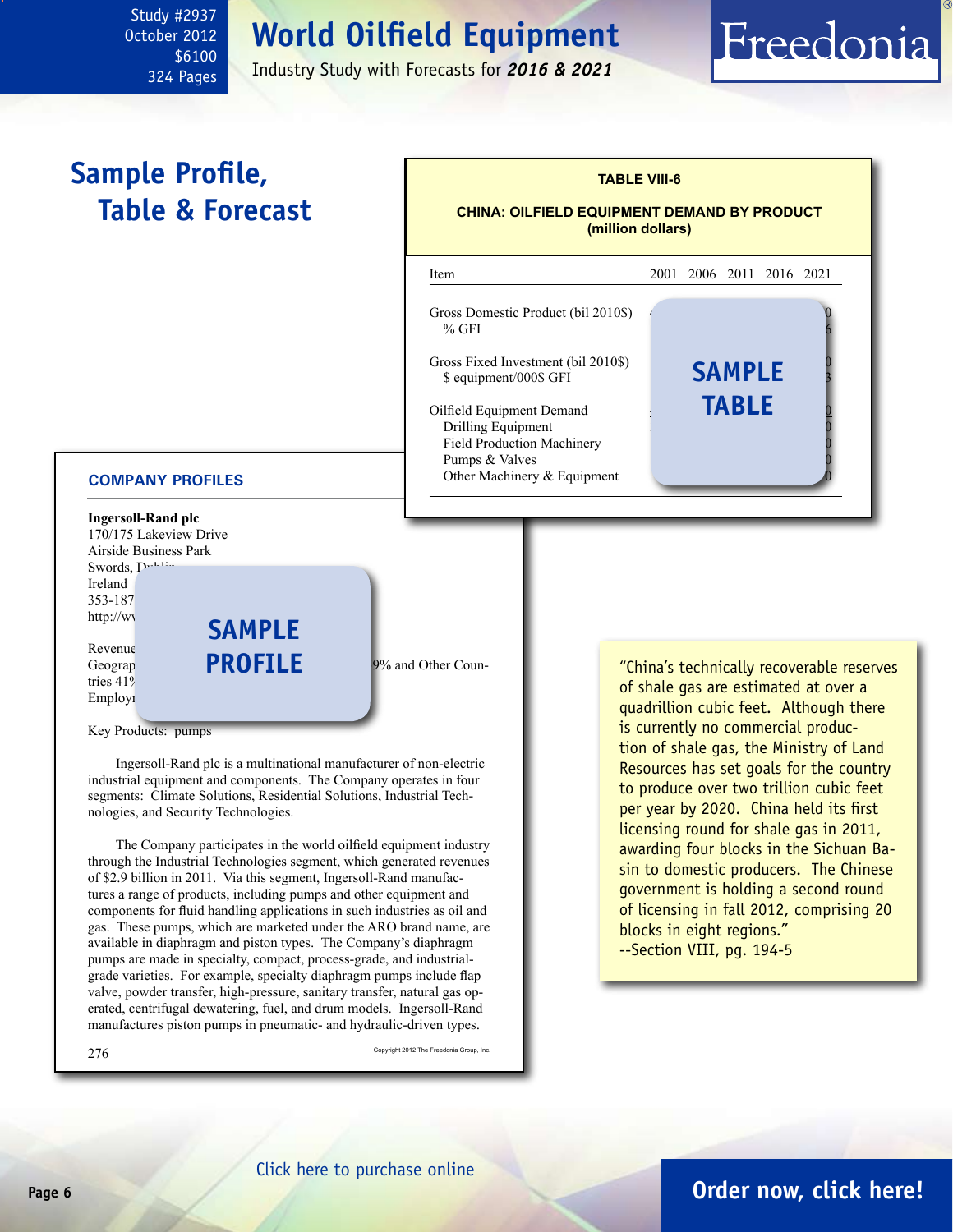Study #2937
October 2012
$6100
324 Pages

# World Oilfield Equipment

Industry Study with Forecasts for *2016 & 2021*

## Sample Profile, Table & Forecast

**TABLE VIII-6**

**CHINA: OILFIELD EQUIPMENT DEMAND BY PRODUCT (million dollars)**

| Item | 2001 | 2006 | 2011 | 2016 | 2021 |
|---|---|---|---|---|---|
| Gross Domestic Product (bil 2010$) | | | | | |
| % GFI | | | | | |
| Gross Fixed Investment (bil 2010$) | | | | | |
| $ equipment/000$ GFI | | | | | |
| Oilfield Equipment Demand | | | | | |
| Drilling Equipment | | | | | |
| Field Production Machinery | | | | | |
| Pumps & Valves | | | | | |
| Other Machinery & Equipment | | | | | |

**SAMPLE TABLE**

### COMPANY PROFILES

**Ingersoll-Rand plc**
170/175 Lakeview Drive
Airside Business Park
Swords, D...
Ireland
353-187...
http://w...

Revenue...
Geograp... 9% and Other Countries 41...
Employ...

**SAMPLE PROFILE**

Key Products: pumps

Ingersoll-Rand plc is a multinational manufacturer of non-electric industrial equipment and components. The Company operates in four segments: Climate Solutions, Residential Solutions, Industrial Technologies, and Security Technologies.

The Company participates in the world oilfield equipment industry through the Industrial Technologies segment, which generated revenues of $2.9 billion in 2011. Via this segment, Ingersoll-Rand manufactures a range of products, including pumps and other equipment and components for fluid handling applications in such industries as oil and gas. These pumps, which are marketed under the ARO brand name, are available in diaphragm and piston types. The Company's diaphragm pumps are made in specialty, compact, process-grade, and industrial-grade varieties. For example, specialty diaphragm pumps include flap valve, powder transfer, high-pressure, sanitary transfer, natural gas operated, centrifugal dewatering, fuel, and drum models. Ingersoll-Rand manufactures piston pumps in pneumatic- and hydraulic-driven types.

"China's technically recoverable reserves of shale gas are estimated at over a quadrillion cubic feet. Although there is currently no commercial production of shale gas, the Ministry of Land Resources has set goals for the country to produce over two trillion cubic feet per year by 2020. China held its first licensing round for shale gas in 2011, awarding four blocks in the Sichuan Basin to domestic producers. The Chinese government is holding a second round of licensing in fall 2012, comprising 20 blocks in eight regions."
--Section VIII, pg. 194-5

Click here to purchase online

**Order now, click here!**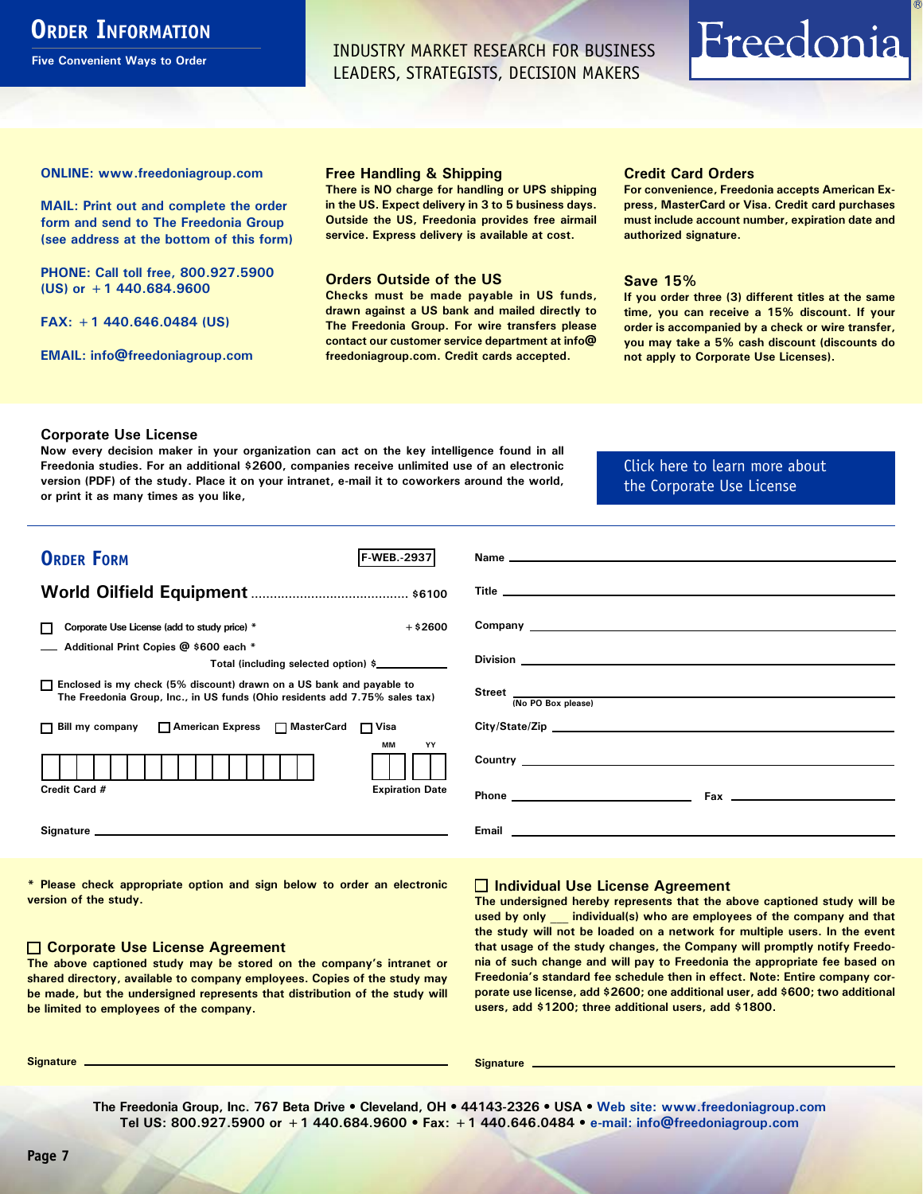# Order Information

Five Convenient Ways to Order

INDUSTRY MARKET RESEARCH FOR BUSINESS LEADERS, STRATEGISTS, DECISION MAKERS

Freedonia®

**ONLINE: www.freedoniagroup.com**

**MAIL: Print out and complete the order form and send to The Freedonia Group (see address at the bottom of this form)**

**PHONE: Call toll free, 800.927.5900 (US) or +1 440.684.9600**

**FAX: +1 440.646.0484 (US)**

**EMAIL: info@freedoniagroup.com**

### Free Handling & Shipping

There is NO charge for handling or UPS shipping in the US. Expect delivery in 3 to 5 business days. Outside the US, Freedonia provides free airmail service. Express delivery is available at cost.

### Orders Outside of the US

Checks must be made payable in US funds, drawn against a US bank and mailed directly to The Freedonia Group. For wire transfers please contact our customer service department at info@freedoniagroup.com. Credit cards accepted.

### Credit Card Orders

For convenience, Freedonia accepts American Express, MasterCard or Visa. Credit card purchases must include account number, expiration date and authorized signature.

### Save 15%

If you order three (3) different titles at the same time, you can receive a 15% discount. If your order is accompanied by a check or wire transfer, you may take a 5% cash discount (discounts do not apply to Corporate Use Licenses).

### Corporate Use License

Now every decision maker in your organization can act on the key intelligence found in all Freedonia studies. For an additional $2600, companies receive unlimited use of an electronic version (PDF) of the study. Place it on your intranet, e-mail it to coworkers around the world, or print it as many times as you like,

Click here to learn more about the Corporate Use License

## Order Form

F-WEB.-2937

**World Oilfield Equipment** ........................................ $6100

☐ Corporate Use License (add to study price) * +$2600

___ Additional Print Copies @ $600 each *

Total (including selected option) $________

☐ Enclosed is my check (5% discount) drawn on a US bank and payable to The Freedonia Group, Inc., in US funds (Ohio residents add 7.75% sales tax)

☐ Bill my company ☐ American Express ☐ MasterCard ☐ Visa

Credit Card # ________________ Expiration Date MM YY

Signature ________________

Name ________________

Title ________________

Company ________________

Division ________________

Street ________________ (No PO Box please)

City/State/Zip ________________

Country ________________

Phone ________________ Fax ________________

Email ________________

\* Please check appropriate option and sign below to order an electronic version of the study.

### ☐ Corporate Use License Agreement

The above captioned study may be stored on the company's intranet or shared directory, available to company employees. Copies of the study may be made, but the undersigned represents that distribution of the study will be limited to employees of the company.

Signature ________________

### ☐ Individual Use License Agreement

The undersigned hereby represents that the above captioned study will be used by only ___ individual(s) who are employees of the company and that the study will not be loaded on a network for multiple users. In the event that usage of the study changes, the Company will promptly notify Freedonia of such change and will pay to Freedonia the appropriate fee based on Freedonia's standard fee schedule then in effect. Note: Entire company corporate use license, add $2600; one additional user, add $600; two additional users, add $1200; three additional users, add $1800.

Signature ________________

The Freedonia Group, Inc. 767 Beta Drive • Cleveland, OH • 44143-2326 • USA • Web site: www.freedoniagroup.com
Tel US: 800.927.5900 or +1 440.684.9600 • Fax: +1 440.646.0484 • e-mail: info@freedoniagroup.com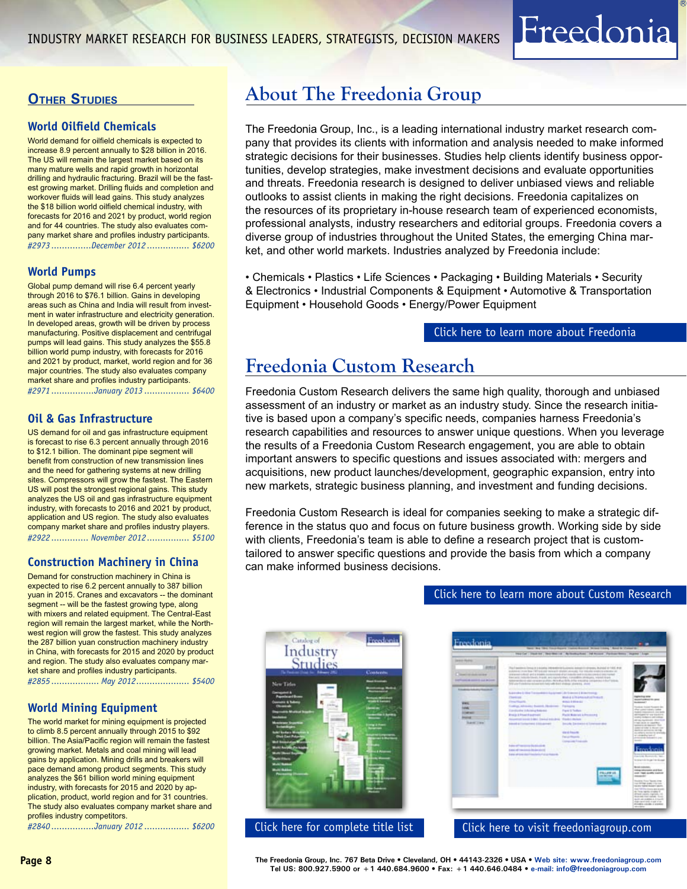INDUSTRY MARKET RESEARCH FOR BUSINESS LEADERS, STRATEGISTS, DECISION MAKERS

## Other Studies

### World Oilfield Chemicals

World demand for oilfield chemicals is expected to increase 8.9 percent annually to $28 billion in 2016. The US will remain the largest market based on its many mature wells and rapid growth in horizontal drilling and hydraulic fracturing. Brazil will be the fastest growing market. Drilling fluids and completion and workover fluids will lead gains. This study analyzes the $18 billion world oilfield chemical industry, with forecasts for 2016 and 2021 by product, world region and for 44 countries. The study also evaluates company market share and profiles industry participants.

*#2973 ............... December 2012 ................ $6200*

### World Pumps

Global pump demand will rise 6.4 percent yearly through 2016 to $76.1 billion. Gains in developing areas such as China and India will result from investment in water infrastructure and electricity generation. In developed areas, growth will be driven by process manufacturing. Positive displacement and centrifugal pumps will lead gains. This study analyzes the $55.8 billion world pump industry, with forecasts for 2016 and 2021 by product, market, world region and for 36 major countries. The study also evaluates company market share and profiles industry participants.

*#2971 ................ January 2013 ................. $6400*

### Oil & Gas Infrastructure

US demand for oil and gas infrastructure equipment is forecast to rise 6.3 percent annually through 2016 to $12.1 billion. The dominant pipe segment will benefit from construction of new transmission lines and the need for gathering systems at new drilling sites. Compressors will grow the fastest. The Eastern US will post the strongest regional gains. This study analyzes the US oil and gas infrastructure equipment industry, with forecasts to 2016 and 2021 by product, application and US region. The study also evaluates company market share and profiles industry players.

*#2922 .............. November 2012 ................ $5100*

### Construction Machinery in China

Demand for construction machinery in China is expected to rise 6.2 percent annually to 387 billion yuan in 2015. Cranes and excavators -- the dominant segment -- will be the fastest growing type, along with mixers and related equipment. The Central-East region will remain the largest market, while the Northwest region will grow the fastest. This study analyzes the 287 billion yuan construction machinery industry in China, with forecasts for 2015 and 2020 by product and region. The study also evaluates company market share and profiles industry participants.

*#2855 .................. May 2012 .................... $5400*

### World Mining Equipment

The world market for mining equipment is projected to climb 8.5 percent annually through 2015 to $92 billion. The Asia/Pacific region will remain the fastest growing market. Metals and coal mining will lead gains by application. Mining drills and breakers will pace demand among product segments. This study analyzes the $61 billion world mining equipment industry, with forecasts for 2015 and 2020 by application, product, world region and for 31 countries. The study also evaluates company market share and profiles industry competitors.

*#2840 ................ January 2012 ................. $6200*

## About The Freedonia Group

The Freedonia Group, Inc., is a leading international industry market research company that provides its clients with information and analysis needed to make informed strategic decisions for their businesses. Studies help clients identify business opportunities, develop strategies, make investment decisions and evaluate opportunities and threats. Freedonia research is designed to deliver unbiased views and reliable outlooks to assist clients in making the right decisions. Freedonia capitalizes on the resources of its proprietary in-house research team of experienced economists, professional analysts, industry researchers and editorial groups. Freedonia covers a diverse group of industries throughout the United States, the emerging China market, and other world markets. Industries analyzed by Freedonia include:

• Chemicals • Plastics • Life Sciences • Packaging • Building Materials • Security & Electronics • Industrial Components & Equipment • Automotive & Transportation Equipment • Household Goods • Energy/Power Equipment

Click here to learn more about Freedonia

## Freedonia Custom Research

Freedonia Custom Research delivers the same high quality, thorough and unbiased assessment of an industry or market as an industry study. Since the research initiative is based upon a company's specific needs, companies harness Freedonia's research capabilities and resources to answer unique questions. When you leverage the results of a Freedonia Custom Research engagement, you are able to obtain important answers to specific questions and issues associated with: mergers and acquisitions, new product launches/development, geographic expansion, entry into new markets, strategic business planning, and investment and funding decisions.

Freedonia Custom Research is ideal for companies seeking to make a strategic difference in the status quo and focus on future business growth. Working side by side with clients, Freedonia's team is able to define a research project that is custom-tailored to answer specific questions and provide the basis from which a company can make informed business decisions.

Click here to learn more about Custom Research

Click here for complete title list

Click here to visit freedoniagroup.com

**The Freedonia Group, Inc. 767 Beta Drive • Cleveland, OH • 44143-2326 • USA • Web site: www.freedoniagroup.com**
**Tel US: 800.927.5900 or +1 440.684.9600 • Fax: +1 440.646.0484 • e-mail: info@freedoniagroup.com**